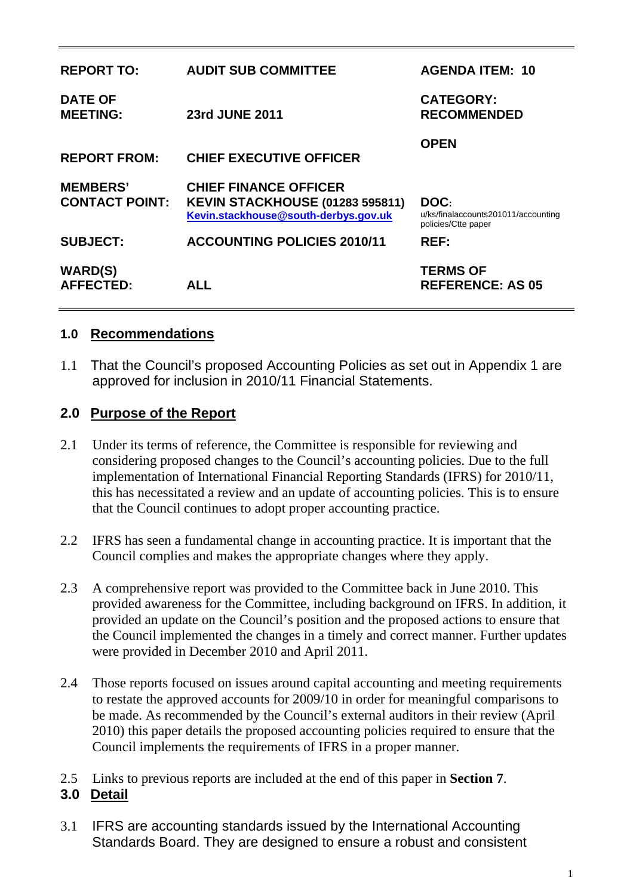| REPORT TO: | AUDIT SUB COMMITTEE | AGENDA ITEM: 10 |
|---|---|---|
| DATE OF MEETING: | 23rd JUNE 2011 | CATEGORY: RECOMMENDED |
| REPORT FROM: | CHIEF EXECUTIVE OFFICER | OPEN |
| MEMBERS' CONTACT POINT: | CHIEF FINANCE OFFICER KEVIN STACKHOUSE (01283 595811) Kevin.stackhouse@south-derbys.gov.uk | DOC: u/ks/finalaccounts201011/accounting policies/Ctte paper |
| SUBJECT: | ACCOUNTING POLICIES 2010/11 | REF: |
| WARD(S) AFFECTED: | ALL | TERMS OF REFERENCE: AS 05 |

## 1.0 Recommendations

1.1 That the Council's proposed Accounting Policies as set out in Appendix 1 are approved for inclusion in 2010/11 Financial Statements.

## 2.0 Purpose of the Report

2.1 Under its terms of reference, the Committee is responsible for reviewing and considering proposed changes to the Council's accounting policies. Due to the full implementation of International Financial Reporting Standards (IFRS) for 2010/11, this has necessitated a review and an update of accounting policies. This is to ensure that the Council continues to adopt proper accounting practice.

2.2 IFRS has seen a fundamental change in accounting practice. It is important that the Council complies and makes the appropriate changes where they apply.

2.3 A comprehensive report was provided to the Committee back in June 2010. This provided awareness for the Committee, including background on IFRS. In addition, it provided an update on the Council's position and the proposed actions to ensure that the Council implemented the changes in a timely and correct manner. Further updates were provided in December 2010 and April 2011.

2.4 Those reports focused on issues around capital accounting and meeting requirements to restate the approved accounts for 2009/10 in order for meaningful comparisons to be made. As recommended by the Council's external auditors in their review (April 2010) this paper details the proposed accounting policies required to ensure that the Council implements the requirements of IFRS in a proper manner.

2.5 Links to previous reports are included at the end of this paper in **Section 7**.

## 3.0 Detail

3.1 IFRS are accounting standards issued by the International Accounting Standards Board. They are designed to ensure a robust and consistent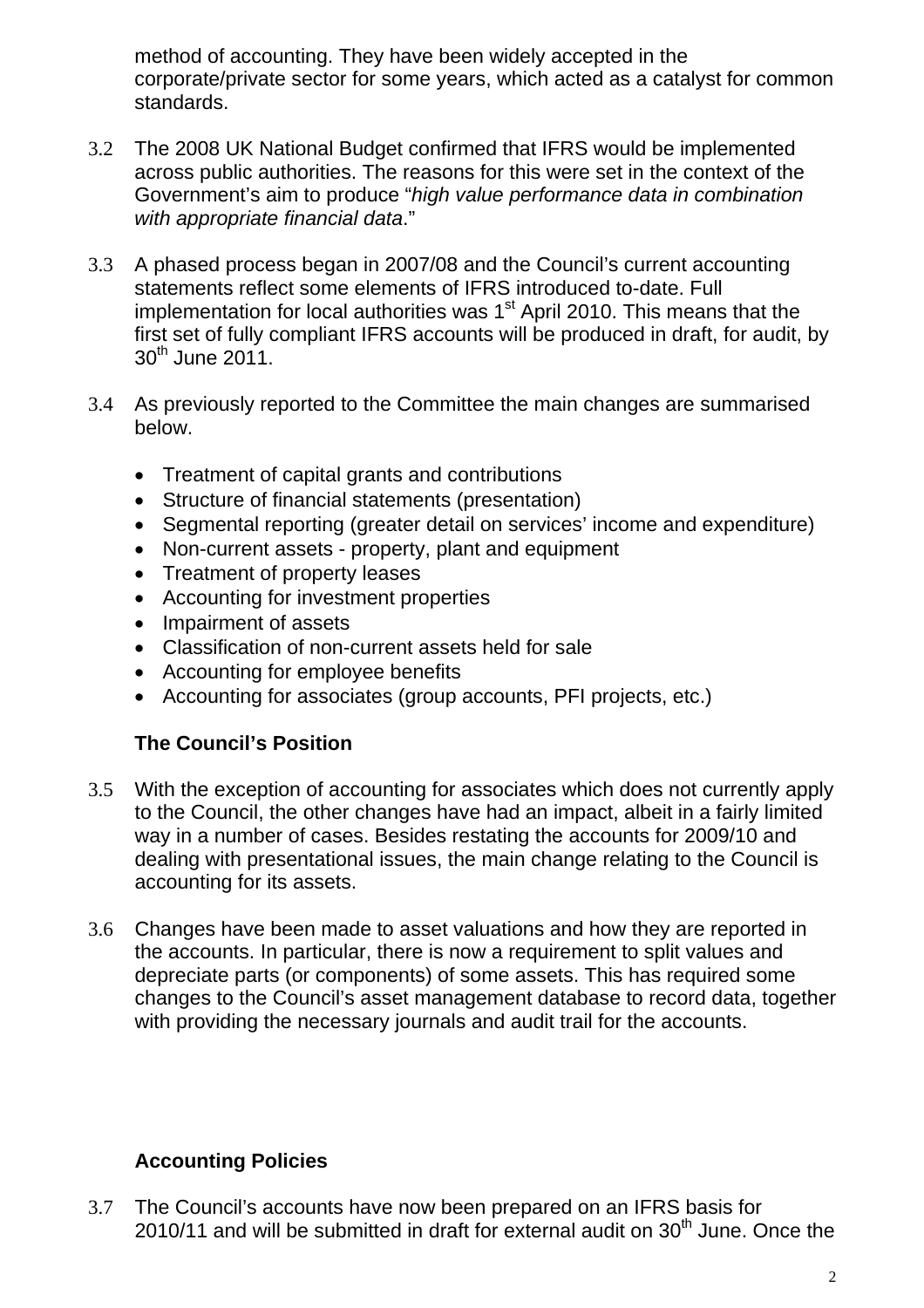method of accounting. They have been widely accepted in the corporate/private sector for some years, which acted as a catalyst for common standards.

3.2 The 2008 UK National Budget confirmed that IFRS would be implemented across public authorities. The reasons for this were set in the context of the Government's aim to produce "*high value performance data in combination with appropriate financial data*."

3.3 A phased process began in 2007/08 and the Council's current accounting statements reflect some elements of IFRS introduced to-date. Full implementation for local authorities was 1st April 2010. This means that the first set of fully compliant IFRS accounts will be produced in draft, for audit, by 30th June 2011.

3.4 As previously reported to the Committee the main changes are summarised below.

- Treatment of capital grants and contributions
- Structure of financial statements (presentation)
- Segmental reporting (greater detail on services' income and expenditure)
- Non-current assets - property, plant and equipment
- Treatment of property leases
- Accounting for investment properties
- Impairment of assets
- Classification of non-current assets held for sale
- Accounting for employee benefits
- Accounting for associates (group accounts, PFI projects, etc.)

### The Council's Position

3.5 With the exception of accounting for associates which does not currently apply to the Council, the other changes have had an impact, albeit in a fairly limited way in a number of cases. Besides restating the accounts for 2009/10 and dealing with presentational issues, the main change relating to the Council is accounting for its assets.

3.6 Changes have been made to asset valuations and how they are reported in the accounts. In particular, there is now a requirement to split values and depreciate parts (or components) of some assets. This has required some changes to the Council's asset management database to record data, together with providing the necessary journals and audit trail for the accounts.

### Accounting Policies

3.7 The Council's accounts have now been prepared on an IFRS basis for 2010/11 and will be submitted in draft for external audit on 30th June. Once the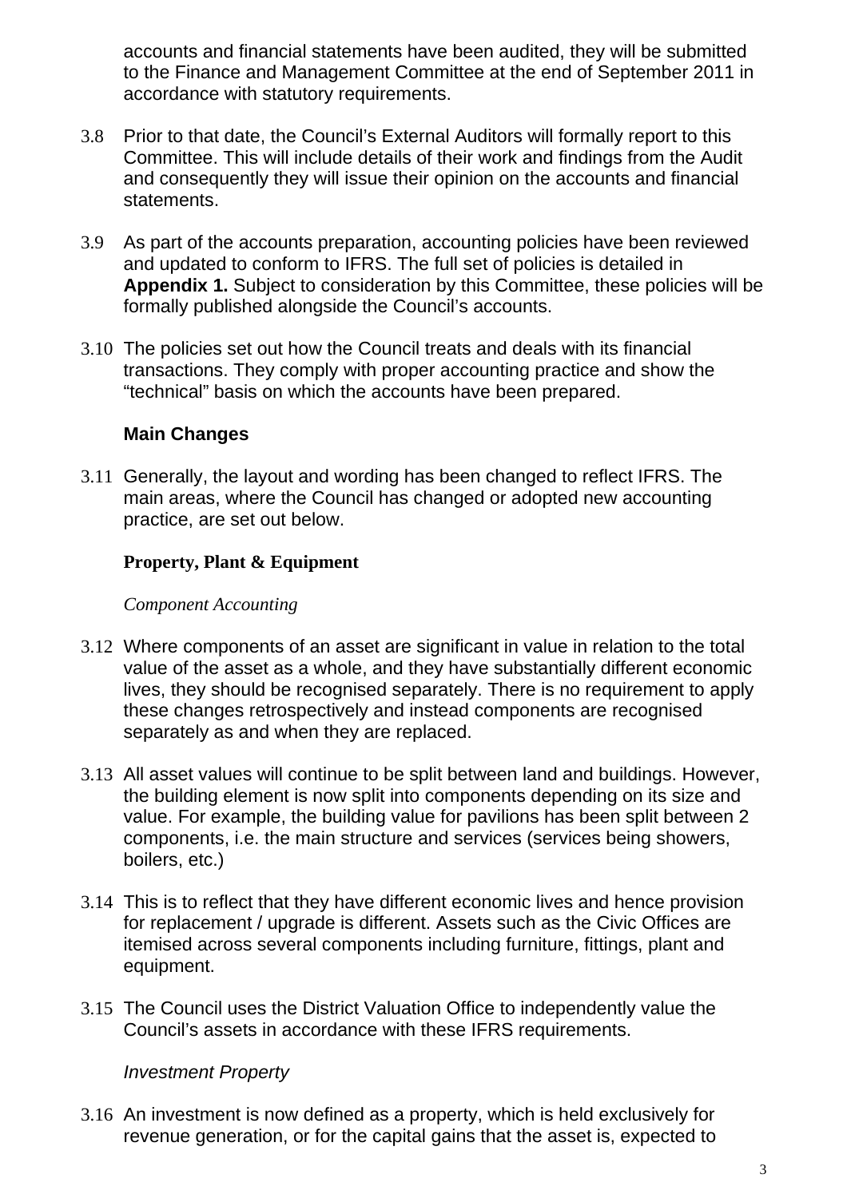accounts and financial statements have been audited, they will be submitted to the Finance and Management Committee at the end of September 2011 in accordance with statutory requirements.

3.8 Prior to that date, the Council's External Auditors will formally report to this Committee. This will include details of their work and findings from the Audit and consequently they will issue their opinion on the accounts and financial statements.

3.9 As part of the accounts preparation, accounting policies have been reviewed and updated to conform to IFRS. The full set of policies is detailed in **Appendix 1.** Subject to consideration by this Committee, these policies will be formally published alongside the Council's accounts.

3.10 The policies set out how the Council treats and deals with its financial transactions. They comply with proper accounting practice and show the "technical" basis on which the accounts have been prepared.

### Main Changes

3.11 Generally, the layout and wording has been changed to reflect IFRS. The main areas, where the Council has changed or adopted new accounting practice, are set out below.

#### Property, Plant & Equipment

*Component Accounting*

3.12 Where components of an asset are significant in value in relation to the total value of the asset as a whole, and they have substantially different economic lives, they should be recognised separately. There is no requirement to apply these changes retrospectively and instead components are recognised separately as and when they are replaced.

3.13 All asset values will continue to be split between land and buildings. However, the building element is now split into components depending on its size and value. For example, the building value for pavilions has been split between 2 components, i.e. the main structure and services (services being showers, boilers, etc.)

3.14 This is to reflect that they have different economic lives and hence provision for replacement / upgrade is different. Assets such as the Civic Offices are itemised across several components including furniture, fittings, plant and equipment.

3.15 The Council uses the District Valuation Office to independently value the Council's assets in accordance with these IFRS requirements.

*Investment Property*

3.16 An investment is now defined as a property, which is held exclusively for revenue generation, or for the capital gains that the asset is, expected to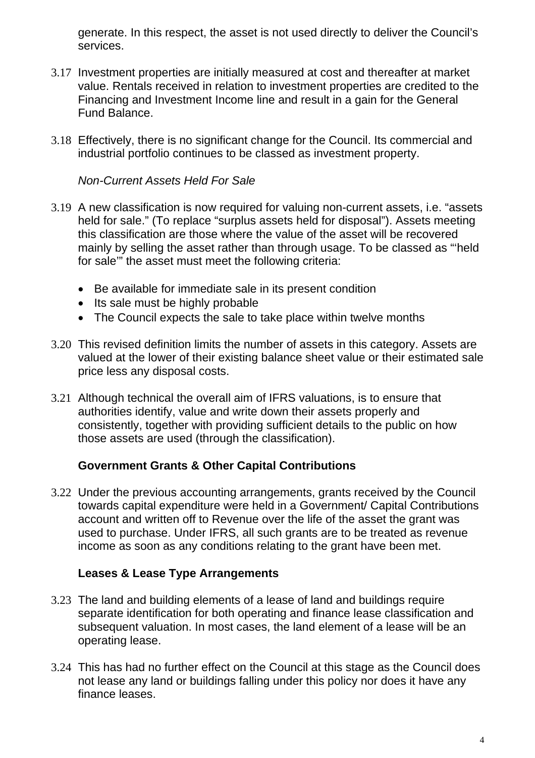generate. In this respect, the asset is not used directly to deliver the Council's services.

3.17 Investment properties are initially measured at cost and thereafter at market value. Rentals received in relation to investment properties are credited to the Financing and Investment Income line and result in a gain for the General Fund Balance.

3.18 Effectively, there is no significant change for the Council. Its commercial and industrial portfolio continues to be classed as investment property.

*Non-Current Assets Held For Sale*

3.19 A new classification is now required for valuing non-current assets, i.e. "assets held for sale." (To replace "surplus assets held for disposal"). Assets meeting this classification are those where the value of the asset will be recovered mainly by selling the asset rather than through usage. To be classed as "'held for sale'" the asset must meet the following criteria:

- Be available for immediate sale in its present condition
- Its sale must be highly probable
- The Council expects the sale to take place within twelve months

3.20 This revised definition limits the number of assets in this category. Assets are valued at the lower of their existing balance sheet value or their estimated sale price less any disposal costs.

3.21 Although technical the overall aim of IFRS valuations, is to ensure that authorities identify, value and write down their assets properly and consistently, together with providing sufficient details to the public on how those assets are used (through the classification).

**Government Grants & Other Capital Contributions**

3.22 Under the previous accounting arrangements, grants received by the Council towards capital expenditure were held in a Government/ Capital Contributions account and written off to Revenue over the life of the asset the grant was used to purchase. Under IFRS, all such grants are to be treated as revenue income as soon as any conditions relating to the grant have been met.

**Leases & Lease Type Arrangements**

3.23 The land and building elements of a lease of land and buildings require separate identification for both operating and finance lease classification and subsequent valuation. In most cases, the land element of a lease will be an operating lease.

3.24 This has had no further effect on the Council at this stage as the Council does not lease any land or buildings falling under this policy nor does it have any finance leases.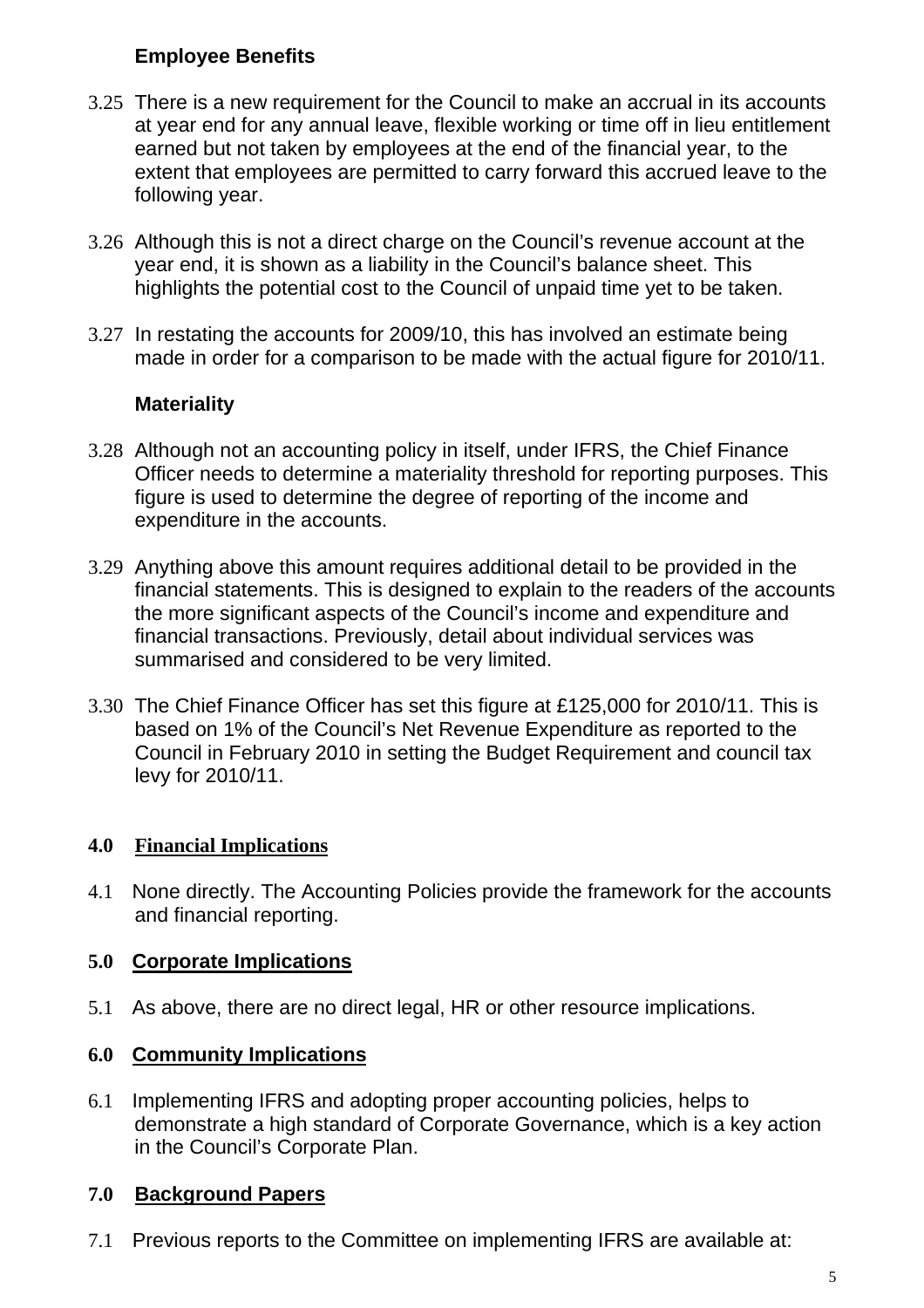### Employee Benefits

3.25 There is a new requirement for the Council to make an accrual in its accounts at year end for any annual leave, flexible working or time off in lieu entitlement earned but not taken by employees at the end of the financial year, to the extent that employees are permitted to carry forward this accrued leave to the following year.

3.26 Although this is not a direct charge on the Council's revenue account at the year end, it is shown as a liability in the Council's balance sheet. This highlights the potential cost to the Council of unpaid time yet to be taken.

3.27 In restating the accounts for 2009/10, this has involved an estimate being made in order for a comparison to be made with the actual figure for 2010/11.

### Materiality

3.28 Although not an accounting policy in itself, under IFRS, the Chief Finance Officer needs to determine a materiality threshold for reporting purposes. This figure is used to determine the degree of reporting of the income and expenditure in the accounts.

3.29 Anything above this amount requires additional detail to be provided in the financial statements. This is designed to explain to the readers of the accounts the more significant aspects of the Council's income and expenditure and financial transactions. Previously, detail about individual services was summarised and considered to be very limited.

3.30 The Chief Finance Officer has set this figure at £125,000 for 2010/11. This is based on 1% of the Council's Net Revenue Expenditure as reported to the Council in February 2010 in setting the Budget Requirement and council tax levy for 2010/11.

## 4.0 Financial Implications

4.1 None directly. The Accounting Policies provide the framework for the accounts and financial reporting.

## 5.0 Corporate Implications

5.1 As above, there are no direct legal, HR or other resource implications.

## 6.0 Community Implications

6.1 Implementing IFRS and adopting proper accounting policies, helps to demonstrate a high standard of Corporate Governance, which is a key action in the Council's Corporate Plan.

## 7.0 Background Papers

7.1 Previous reports to the Committee on implementing IFRS are available at: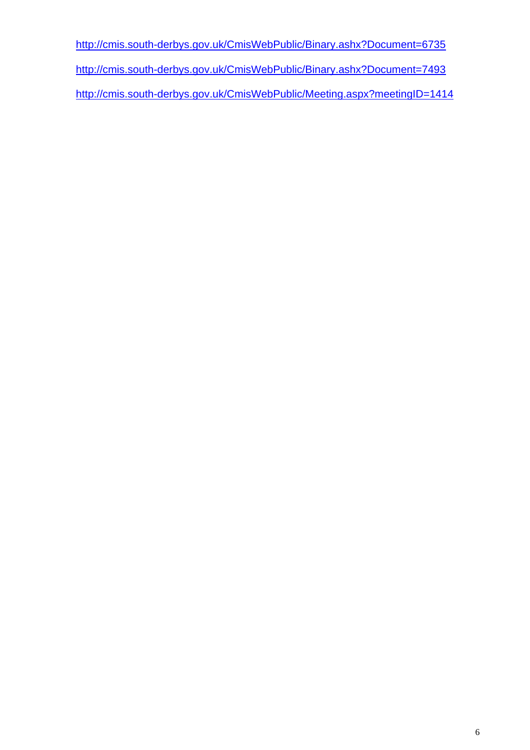http://cmis.south-derbys.gov.uk/CmisWebPublic/Binary.ashx?Document=6735

http://cmis.south-derbys.gov.uk/CmisWebPublic/Binary.ashx?Document=7493

http://cmis.south-derbys.gov.uk/CmisWebPublic/Meeting.aspx?meetingID=1414